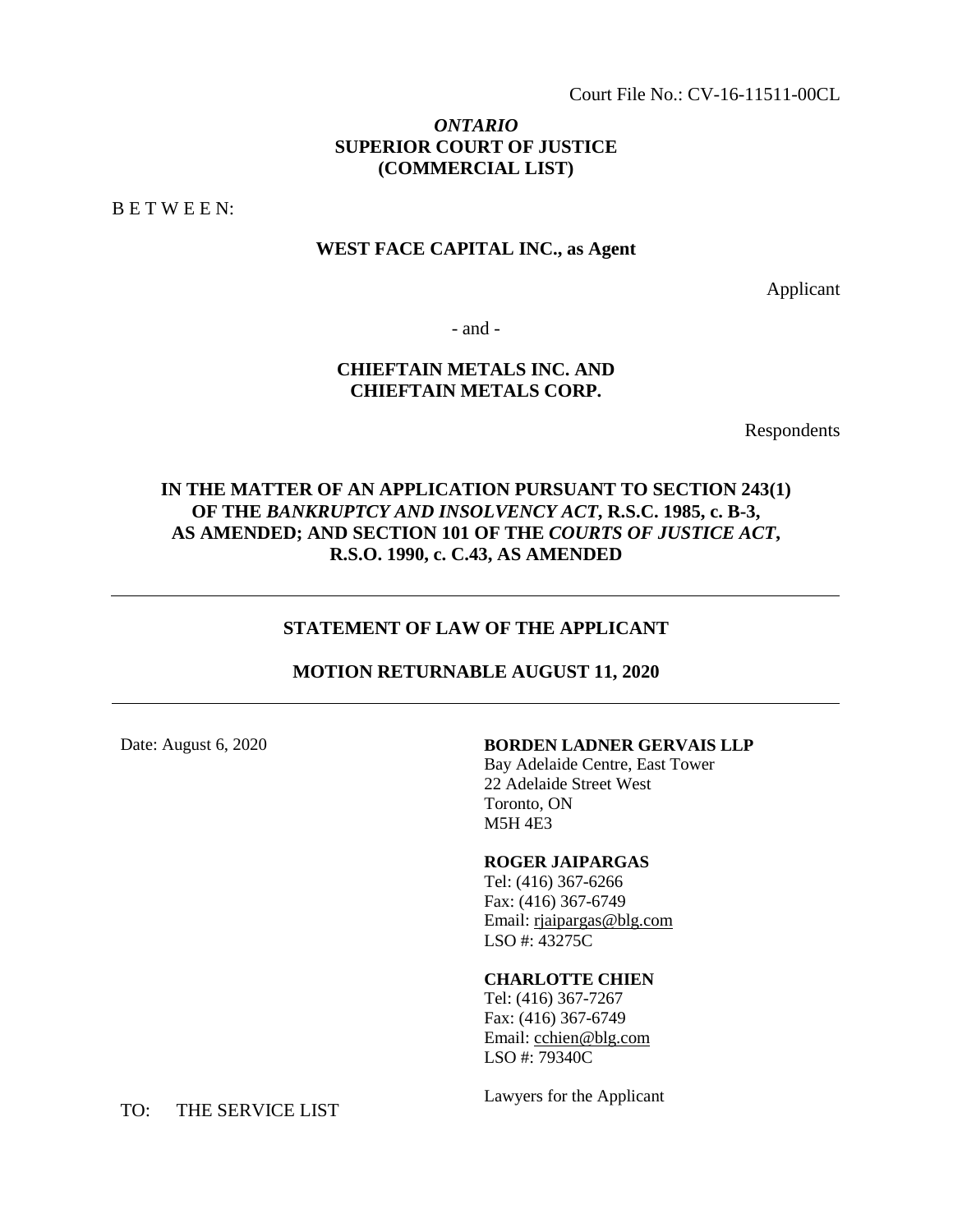Court File No.: CV-16-11511-00CL

***ONTARIO***
**SUPERIOR COURT OF JUSTICE**
**(COMMERCIAL LIST)**

B E T W E E N:

**WEST FACE CAPITAL INC., as Agent**

Applicant

- and -

**CHIEFTAIN METALS INC. AND CHIEFTAIN METALS CORP.**

Respondents

**IN THE MATTER OF AN APPLICATION PURSUANT TO SECTION 243(1) OF THE *BANKRUPTCY AND INSOLVENCY ACT*, R.S.C. 1985, c. B-3, AS AMENDED; AND SECTION 101 OF THE *COURTS OF JUSTICE ACT*, R.S.O. 1990, c. C.43, AS AMENDED**

---

## STATEMENT OF LAW OF THE APPLICANT

## MOTION RETURNABLE AUGUST 11, 2020

---

Date: August 6, 2020

**BORDEN LADNER GERVAIS LLP**
Bay Adelaide Centre, East Tower
22 Adelaide Street West
Toronto, ON
M5H 4E3

**ROGER JAIPARGAS**
Tel: (416) 367-6266
Fax: (416) 367-6749
Email: rjaipargas@blg.com
LSO #: 43275C

**CHARLOTTE CHIEN**
Tel: (416) 367-7267
Fax: (416) 367-6749
Email: cchien@blg.com
LSO #: 79340C

Lawyers for the Applicant

TO: THE SERVICE LIST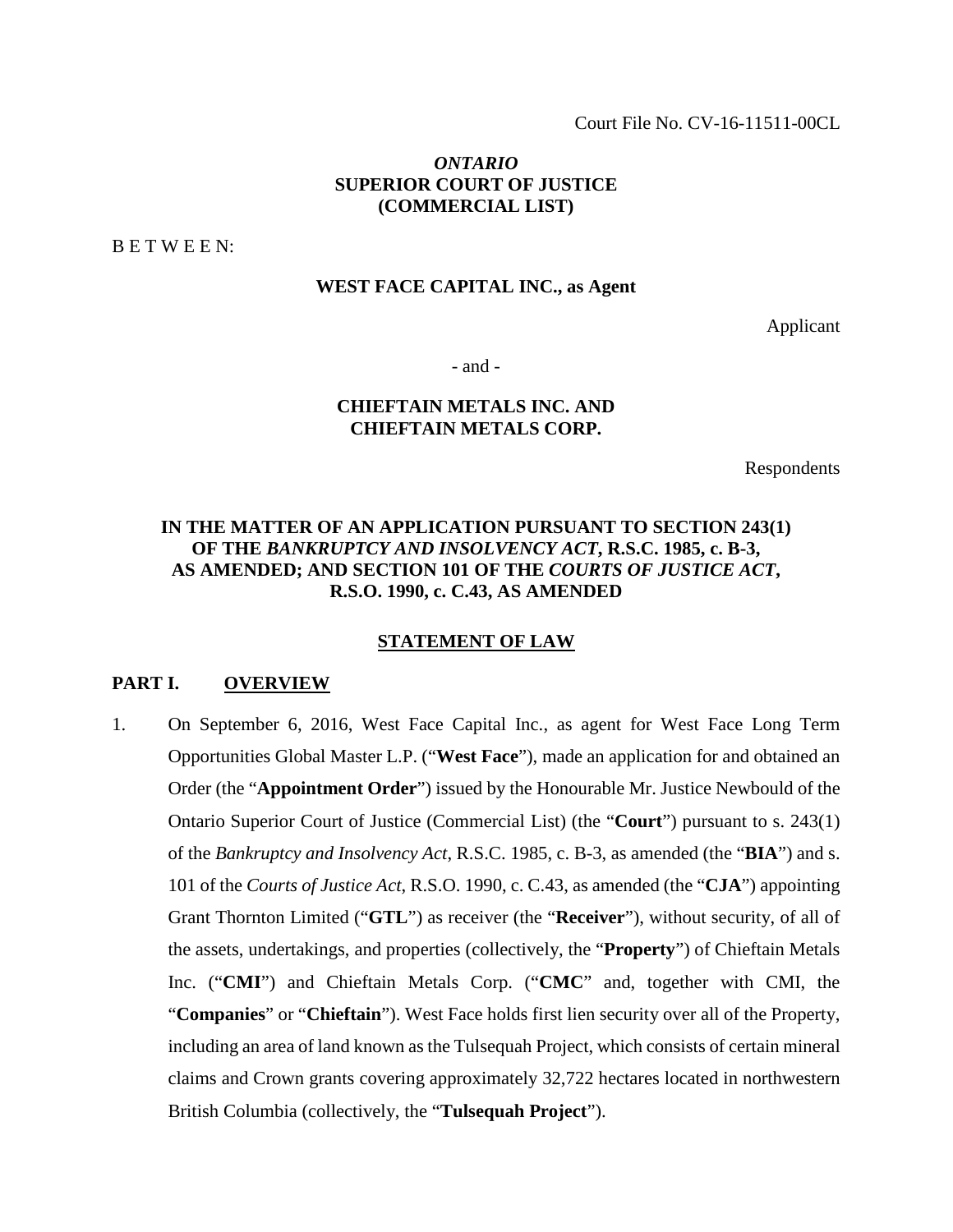Court File No. CV-16-11511-00CL

***ONTARIO***
**SUPERIOR COURT OF JUSTICE**
**(COMMERCIAL LIST)**

B E T W E E N:

**WEST FACE CAPITAL INC., as Agent**

Applicant

\- and -

**CHIEFTAIN METALS INC. AND**
**CHIEFTAIN METALS CORP.**

Respondents

**IN THE MATTER OF AN APPLICATION PURSUANT TO SECTION 243(1) OF THE *BANKRUPTCY AND INSOLVENCY ACT*, R.S.C. 1985, c. B-3, AS AMENDED; AND SECTION 101 OF THE *COURTS OF JUSTICE ACT*, R.S.O. 1990, c. C.43, AS AMENDED**

## STATEMENT OF LAW

## PART I. OVERVIEW

1. On September 6, 2016, West Face Capital Inc., as agent for West Face Long Term Opportunities Global Master L.P. ("**West Face**"), made an application for and obtained an Order (the "**Appointment Order**") issued by the Honourable Mr. Justice Newbould of the Ontario Superior Court of Justice (Commercial List) (the "**Court**") pursuant to s. 243(1) of the *Bankruptcy and Insolvency Act*, R.S.C. 1985, c. B-3, as amended (the "**BIA**") and s. 101 of the *Courts of Justice Act*, R.S.O. 1990, c. C.43, as amended (the "**CJA**") appointing Grant Thornton Limited ("**GTL**") as receiver (the "**Receiver**"), without security, of all of the assets, undertakings, and properties (collectively, the "**Property**") of Chieftain Metals Inc. ("**CMI**") and Chieftain Metals Corp. ("**CMC**" and, together with CMI, the "**Companies**" or "**Chieftain**"). West Face holds first lien security over all of the Property, including an area of land known as the Tulsequah Project, which consists of certain mineral claims and Crown grants covering approximately 32,722 hectares located in northwestern British Columbia (collectively, the "**Tulsequah Project**").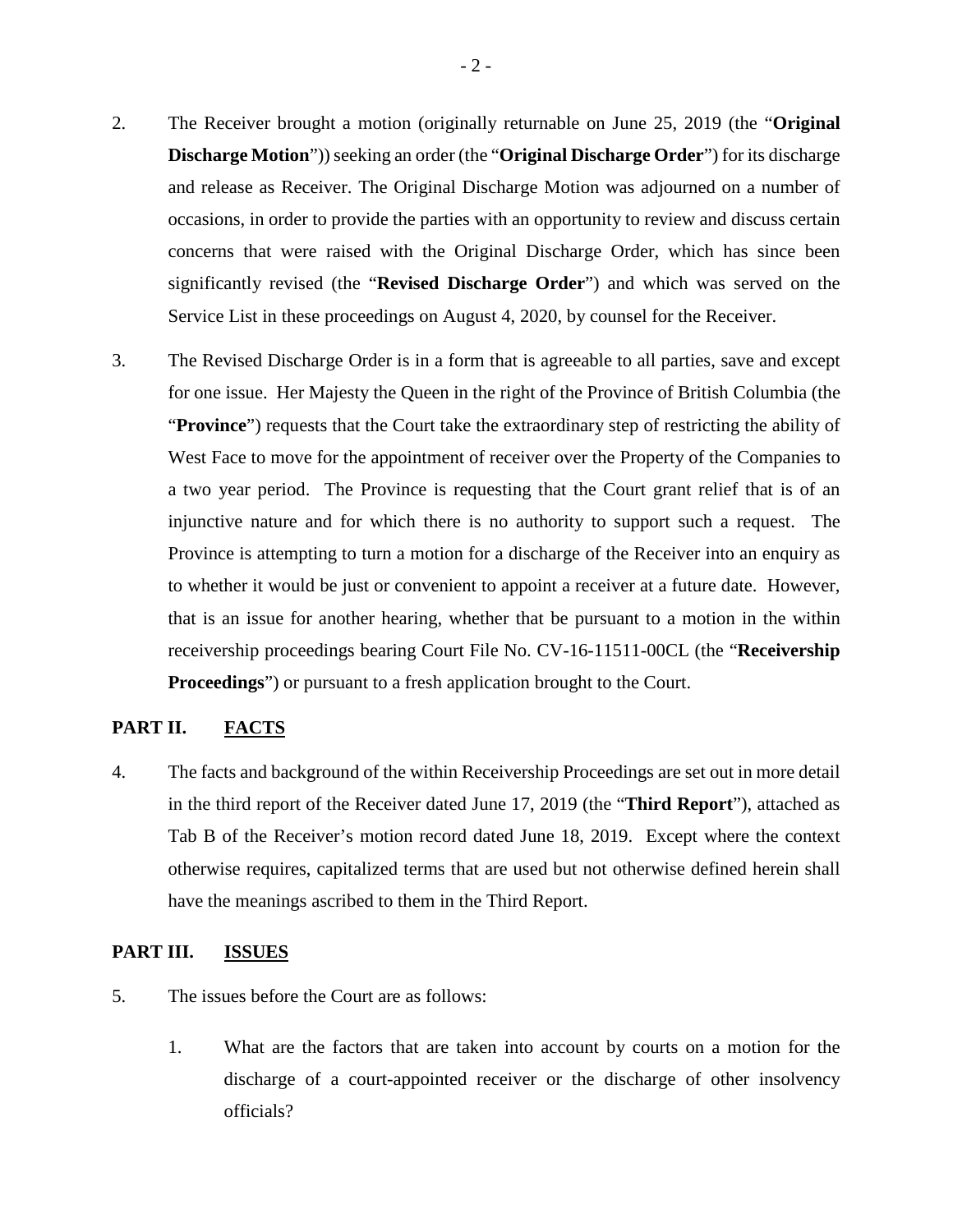2. The Receiver brought a motion (originally returnable on June 25, 2019 (the "**Original Discharge Motion**")) seeking an order (the "**Original Discharge Order**") for its discharge and release as Receiver. The Original Discharge Motion was adjourned on a number of occasions, in order to provide the parties with an opportunity to review and discuss certain concerns that were raised with the Original Discharge Order, which has since been significantly revised (the "**Revised Discharge Order**") and which was served on the Service List in these proceedings on August 4, 2020, by counsel for the Receiver.

3. The Revised Discharge Order is in a form that is agreeable to all parties, save and except for one issue. Her Majesty the Queen in the right of the Province of British Columbia (the "**Province**") requests that the Court take the extraordinary step of restricting the ability of West Face to move for the appointment of receiver over the Property of the Companies to a two year period. The Province is requesting that the Court grant relief that is of an injunctive nature and for which there is no authority to support such a request. The Province is attempting to turn a motion for a discharge of the Receiver into an enquiry as to whether it would be just or convenient to appoint a receiver at a future date. However, that is an issue for another hearing, whether that be pursuant to a motion in the within receivership proceedings bearing Court File No. CV-16-11511-00CL (the "**Receivership Proceedings**") or pursuant to a fresh application brought to the Court.

## PART II. FACTS

4. The facts and background of the within Receivership Proceedings are set out in more detail in the third report of the Receiver dated June 17, 2019 (the "**Third Report**"), attached as Tab B of the Receiver's motion record dated June 18, 2019. Except where the context otherwise requires, capitalized terms that are used but not otherwise defined herein shall have the meanings ascribed to them in the Third Report.

## PART III. ISSUES

5. The issues before the Court are as follows:

   1. What are the factors that are taken into account by courts on a motion for the discharge of a court-appointed receiver or the discharge of other insolvency officials?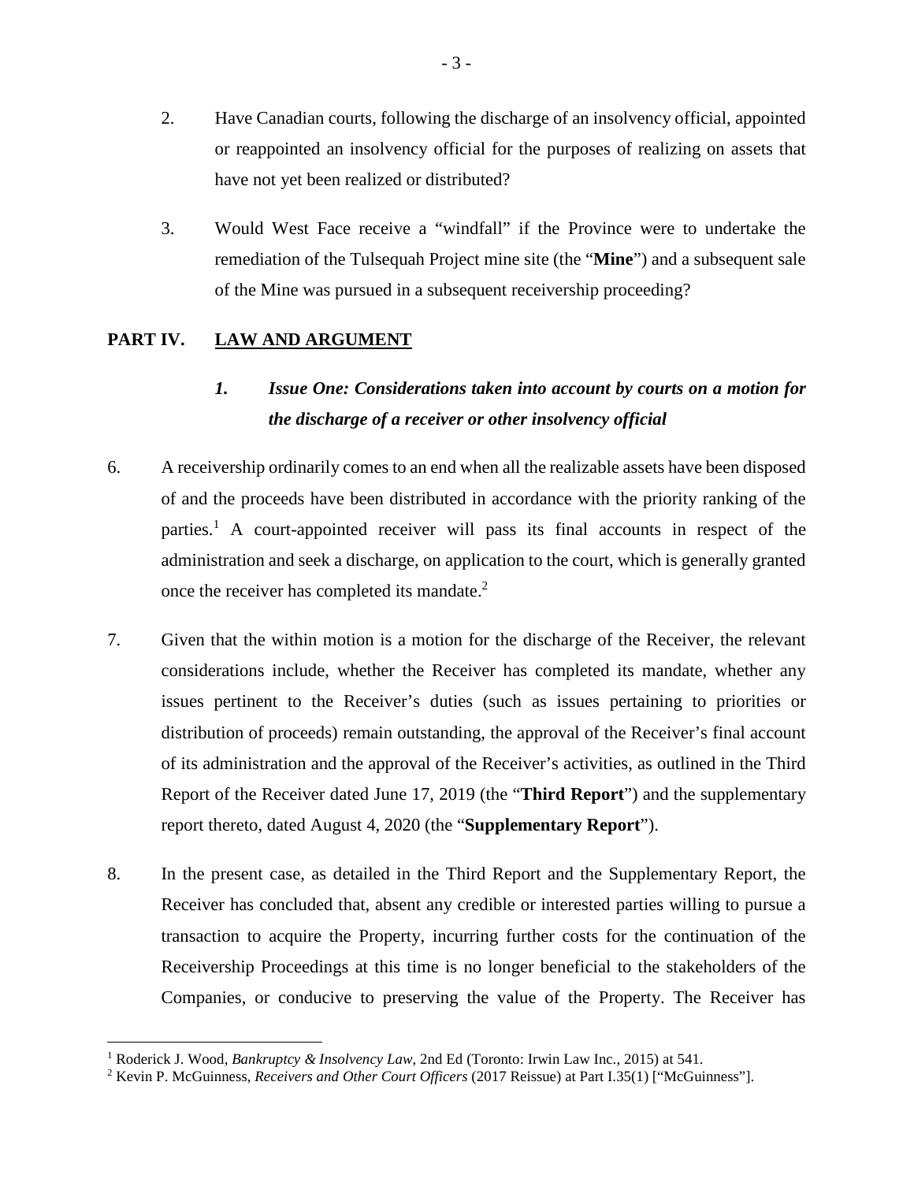2. Have Canadian courts, following the discharge of an insolvency official, appointed or reappointed an insolvency official for the purposes of realizing on assets that have not yet been realized or distributed?

3. Would West Face receive a "windfall" if the Province were to undertake the remediation of the Tulsequah Project mine site (the "**Mine**") and a subsequent sale of the Mine was pursued in a subsequent receivership proceeding?

## PART IV. LAW AND ARGUMENT

### *1. Issue One: Considerations taken into account by courts on a motion for the discharge of a receiver or other insolvency official*

6. A receivership ordinarily comes to an end when all the realizable assets have been disposed of and the proceeds have been distributed in accordance with the priority ranking of the parties.[1] A court-appointed receiver will pass its final accounts in respect of the administration and seek a discharge, on application to the court, which is generally granted once the receiver has completed its mandate.[2]

7. Given that the within motion is a motion for the discharge of the Receiver, the relevant considerations include, whether the Receiver has completed its mandate, whether any issues pertinent to the Receiver's duties (such as issues pertaining to priorities or distribution of proceeds) remain outstanding, the approval of the Receiver's final account of its administration and the approval of the Receiver's activities, as outlined in the Third Report of the Receiver dated June 17, 2019 (the "**Third Report**") and the supplementary report thereto, dated August 4, 2020 (the "**Supplementary Report**").

8. In the present case, as detailed in the Third Report and the Supplementary Report, the Receiver has concluded that, absent any credible or interested parties willing to pursue a transaction to acquire the Property, incurring further costs for the continuation of the Receivership Proceedings at this time is no longer beneficial to the stakeholders of the Companies, or conducive to preserving the value of the Property. The Receiver has

---

[1] Roderick J. Wood, *Bankruptcy & Insolvency Law*, 2nd Ed (Toronto: Irwin Law Inc., 2015) at 541.

[2] Kevin P. McGuinness, *Receivers and Other Court Officers* (2017 Reissue) at Part I.35(1) ["McGuinness"].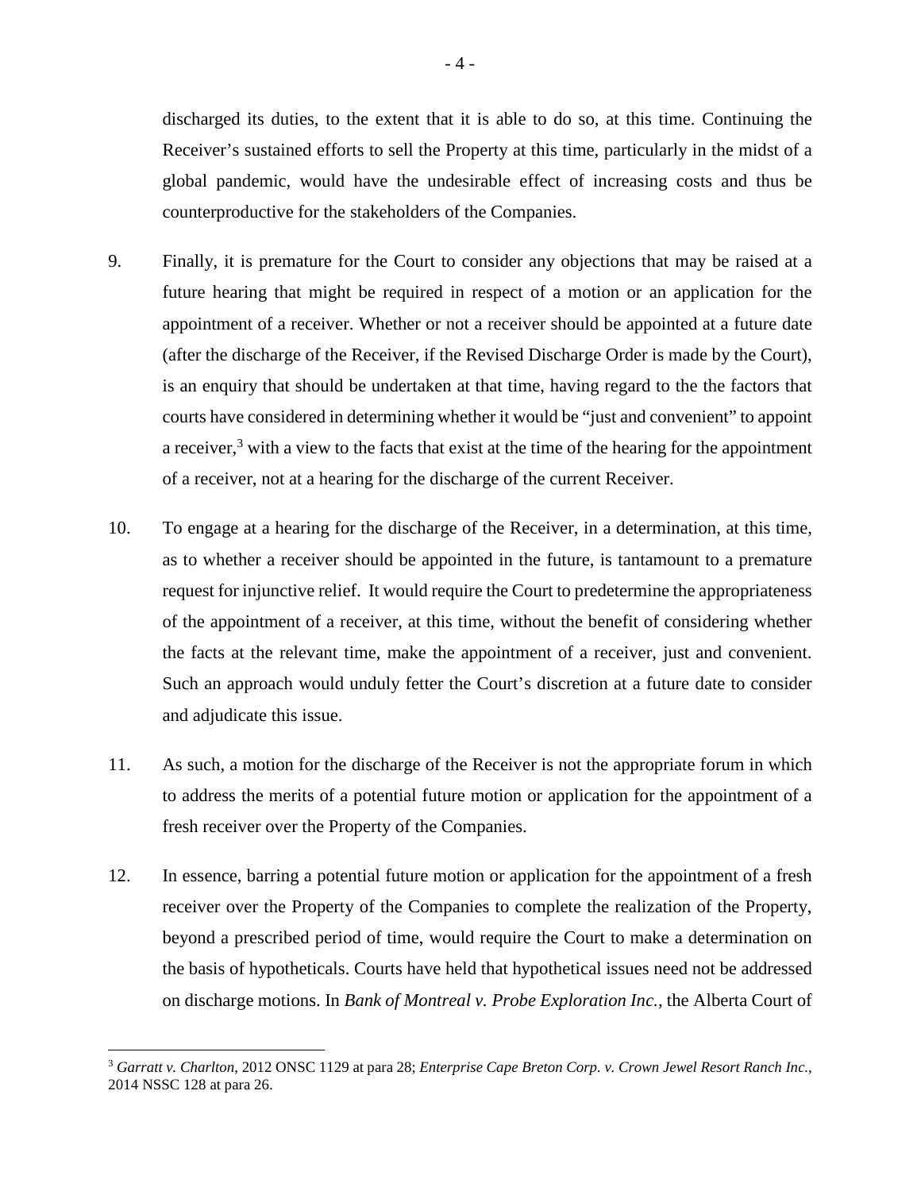discharged its duties, to the extent that it is able to do so, at this time. Continuing the Receiver's sustained efforts to sell the Property at this time, particularly in the midst of a global pandemic, would have the undesirable effect of increasing costs and thus be counterproductive for the stakeholders of the Companies.

9. Finally, it is premature for the Court to consider any objections that may be raised at a future hearing that might be required in respect of a motion or an application for the appointment of a receiver. Whether or not a receiver should be appointed at a future date (after the discharge of the Receiver, if the Revised Discharge Order is made by the Court), is an enquiry that should be undertaken at that time, having regard to the the factors that courts have considered in determining whether it would be "just and convenient" to appoint a receiver,[3] with a view to the facts that exist at the time of the hearing for the appointment of a receiver, not at a hearing for the discharge of the current Receiver.

10. To engage at a hearing for the discharge of the Receiver, in a determination, at this time, as to whether a receiver should be appointed in the future, is tantamount to a premature request for injunctive relief. It would require the Court to predetermine the appropriateness of the appointment of a receiver, at this time, without the benefit of considering whether the facts at the relevant time, make the appointment of a receiver, just and convenient. Such an approach would unduly fetter the Court's discretion at a future date to consider and adjudicate this issue.

11. As such, a motion for the discharge of the Receiver is not the appropriate forum in which to address the merits of a potential future motion or application for the appointment of a fresh receiver over the Property of the Companies.

12. In essence, barring a potential future motion or application for the appointment of a fresh receiver over the Property of the Companies to complete the realization of the Property, beyond a prescribed period of time, would require the Court to make a determination on the basis of hypotheticals. Courts have held that hypothetical issues need not be addressed on discharge motions. In *Bank of Montreal v. Probe Exploration Inc.*, the Alberta Court of

---

[3] *Garratt v. Charlton*, 2012 ONSC 1129 at para 28; *Enterprise Cape Breton Corp. v. Crown Jewel Resort Ranch Inc.*, 2014 NSSC 128 at para 26.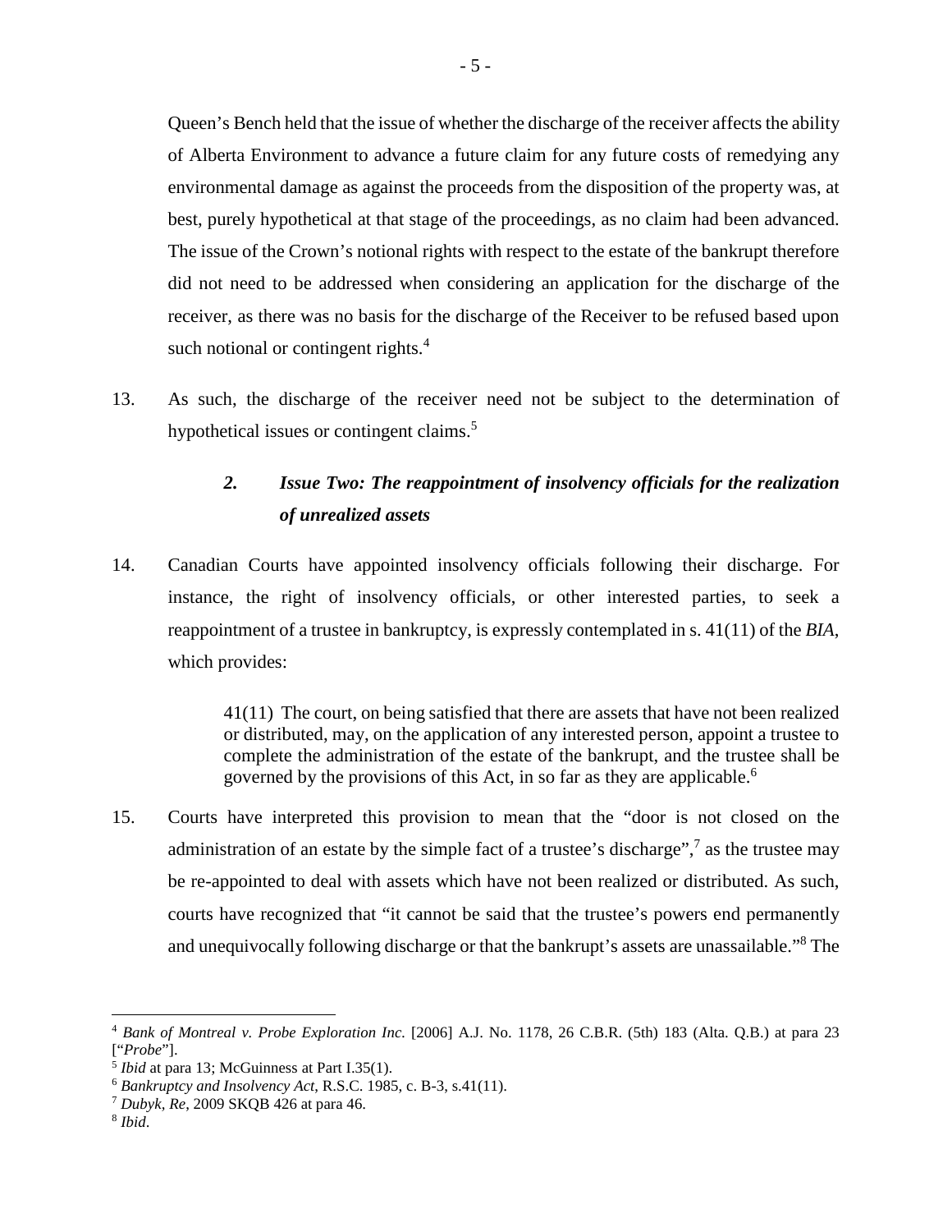Queen's Bench held that the issue of whether the discharge of the receiver affects the ability of Alberta Environment to advance a future claim for any future costs of remedying any environmental damage as against the proceeds from the disposition of the property was, at best, purely hypothetical at that stage of the proceedings, as no claim had been advanced. The issue of the Crown's notional rights with respect to the estate of the bankrupt therefore did not need to be addressed when considering an application for the discharge of the receiver, as there was no basis for the discharge of the Receiver to be refused based upon such notional or contingent rights.[4]

13. As such, the discharge of the receiver need not be subject to the determination of hypothetical issues or contingent claims.[5]

### *2. Issue Two: The reappointment of insolvency officials for the realization of unrealized assets*

14. Canadian Courts have appointed insolvency officials following their discharge. For instance, the right of insolvency officials, or other interested parties, to seek a reappointment of a trustee in bankruptcy, is expressly contemplated in s. 41(11) of the *BIA*, which provides:

> 41(11) The court, on being satisfied that there are assets that have not been realized or distributed, may, on the application of any interested person, appoint a trustee to complete the administration of the estate of the bankrupt, and the trustee shall be governed by the provisions of this Act, in so far as they are applicable.[6]

15. Courts have interpreted this provision to mean that the "door is not closed on the administration of an estate by the simple fact of a trustee's discharge",[7] as the trustee may be re-appointed to deal with assets which have not been realized or distributed. As such, courts have recognized that "it cannot be said that the trustee's powers end permanently and unequivocally following discharge or that the bankrupt's assets are unassailable."[8] The

---

[4] *Bank of Montreal v. Probe Exploration Inc.* [2006] A.J. No. 1178, 26 C.B.R. (5th) 183 (Alta. Q.B.) at para 23 ["*Probe*"].

[5] *Ibid* at para 13; McGuinness at Part I.35(1).

[6] *Bankruptcy and Insolvency Act*, R.S.C. 1985, c. B-3, s.41(11).

[7] *Dubyk, Re*, 2009 SKQB 426 at para 46.

[8] *Ibid*.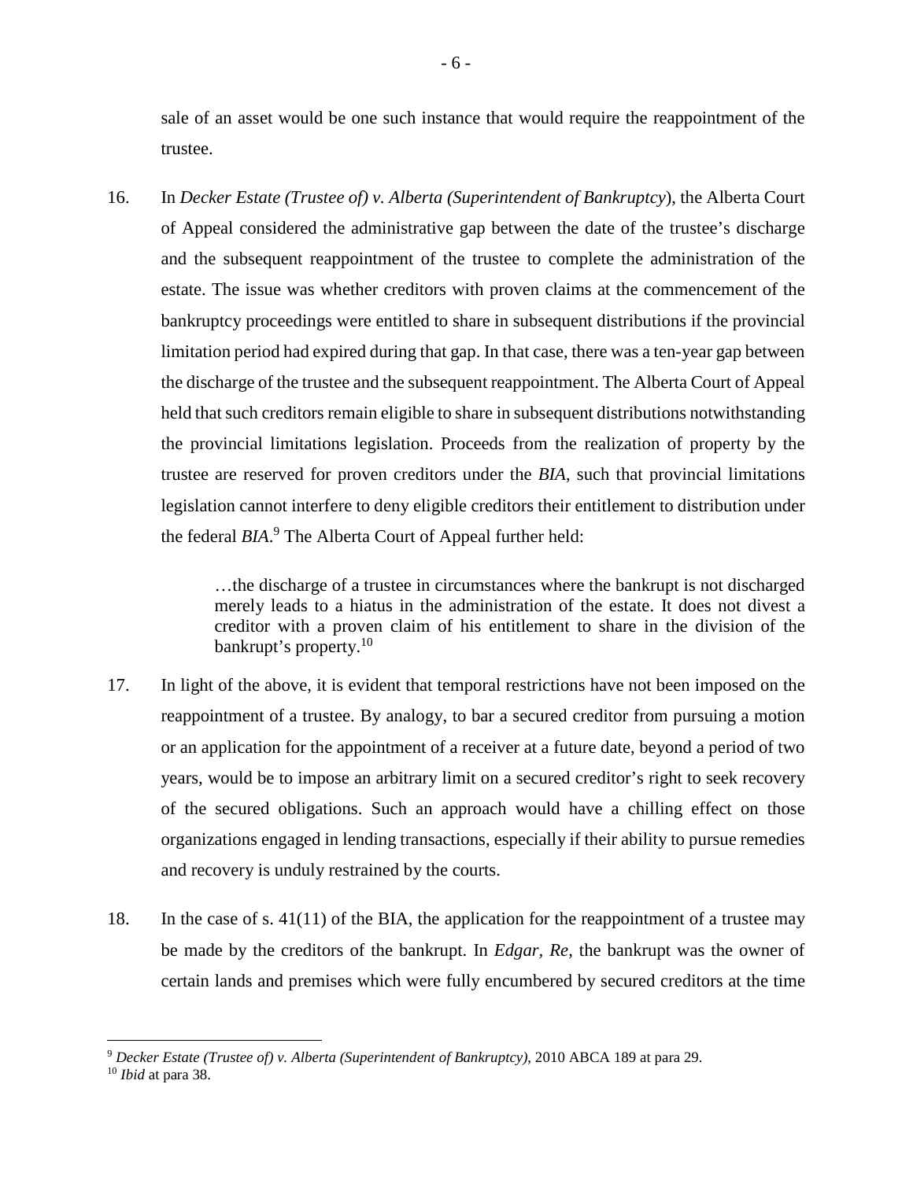sale of an asset would be one such instance that would require the reappointment of the trustee.

16. In *Decker Estate (Trustee of) v. Alberta (Superintendent of Bankruptcy*), the Alberta Court of Appeal considered the administrative gap between the date of the trustee's discharge and the subsequent reappointment of the trustee to complete the administration of the estate. The issue was whether creditors with proven claims at the commencement of the bankruptcy proceedings were entitled to share in subsequent distributions if the provincial limitation period had expired during that gap. In that case, there was a ten-year gap between the discharge of the trustee and the subsequent reappointment. The Alberta Court of Appeal held that such creditors remain eligible to share in subsequent distributions notwithstanding the provincial limitations legislation. Proceeds from the realization of property by the trustee are reserved for proven creditors under the *BIA*, such that provincial limitations legislation cannot interfere to deny eligible creditors their entitlement to distribution under the federal *BIA*.[9] The Alberta Court of Appeal further held:

> …the discharge of a trustee in circumstances where the bankrupt is not discharged merely leads to a hiatus in the administration of the estate. It does not divest a creditor with a proven claim of his entitlement to share in the division of the bankrupt's property.[10]

17. In light of the above, it is evident that temporal restrictions have not been imposed on the reappointment of a trustee. By analogy, to bar a secured creditor from pursuing a motion or an application for the appointment of a receiver at a future date, beyond a period of two years, would be to impose an arbitrary limit on a secured creditor's right to seek recovery of the secured obligations. Such an approach would have a chilling effect on those organizations engaged in lending transactions, especially if their ability to pursue remedies and recovery is unduly restrained by the courts.

18. In the case of s. 41(11) of the BIA, the application for the reappointment of a trustee may be made by the creditors of the bankrupt. In *Edgar, Re*, the bankrupt was the owner of certain lands and premises which were fully encumbered by secured creditors at the time

---

[9] *Decker Estate (Trustee of) v. Alberta (Superintendent of Bankruptcy)*, 2010 ABCA 189 at para 29.
[10] *Ibid* at para 38.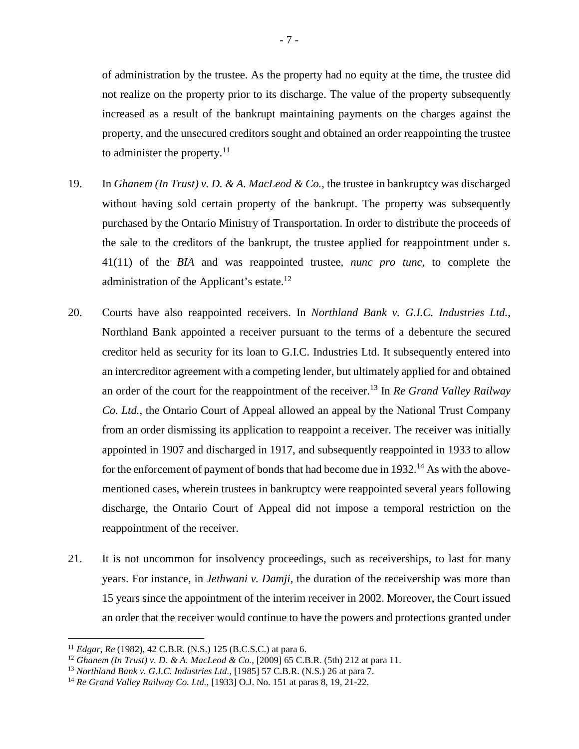of administration by the trustee. As the property had no equity at the time, the trustee did not realize on the property prior to its discharge. The value of the property subsequently increased as a result of the bankrupt maintaining payments on the charges against the property, and the unsecured creditors sought and obtained an order reappointing the trustee to administer the property.[11]

19. In *Ghanem (In Trust) v. D. & A. MacLeod & Co.*, the trustee in bankruptcy was discharged without having sold certain property of the bankrupt. The property was subsequently purchased by the Ontario Ministry of Transportation. In order to distribute the proceeds of the sale to the creditors of the bankrupt, the trustee applied for reappointment under s. 41(11) of the *BIA* and was reappointed trustee, *nunc pro tunc*, to complete the administration of the Applicant's estate.[12]

20. Courts have also reappointed receivers. In *Northland Bank v. G.I.C. Industries Ltd.*, Northland Bank appointed a receiver pursuant to the terms of a debenture the secured creditor held as security for its loan to G.I.C. Industries Ltd. It subsequently entered into an intercreditor agreement with a competing lender, but ultimately applied for and obtained an order of the court for the reappointment of the receiver.[13] In *Re Grand Valley Railway Co. Ltd.*, the Ontario Court of Appeal allowed an appeal by the National Trust Company from an order dismissing its application to reappoint a receiver. The receiver was initially appointed in 1907 and discharged in 1917, and subsequently reappointed in 1933 to allow for the enforcement of payment of bonds that had become due in 1932.[14] As with the above-mentioned cases, wherein trustees in bankruptcy were reappointed several years following discharge, the Ontario Court of Appeal did not impose a temporal restriction on the reappointment of the receiver.

21. It is not uncommon for insolvency proceedings, such as receiverships, to last for many years. For instance, in *Jethwani v. Damji*, the duration of the receivership was more than 15 years since the appointment of the interim receiver in 2002. Moreover, the Court issued an order that the receiver would continue to have the powers and protections granted under

---

[11] *Edgar, Re* (1982), 42 C.B.R. (N.S.) 125 (B.C.S.C.) at para 6.

[12] *Ghanem (In Trust) v. D. & A. MacLeod & Co.*, [2009] 65 C.B.R. (5th) 212 at para 11.

[13] *Northland Bank v. G.I.C. Industries Ltd.*, [1985] 57 C.B.R. (N.S.) 26 at para 7.

[14] *Re Grand Valley Railway Co. Ltd.*, [1933] O.J. No. 151 at paras 8, 19, 21-22.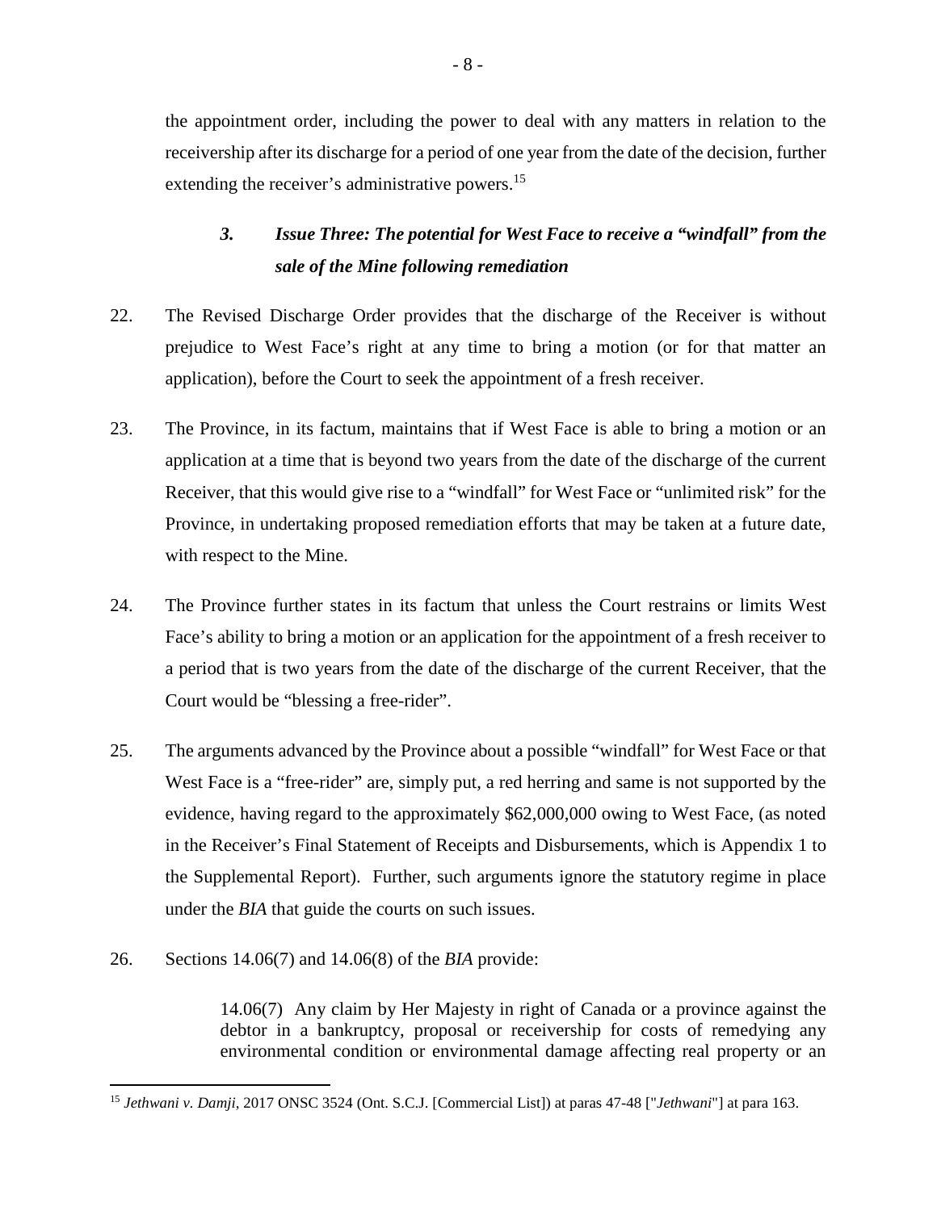the appointment order, including the power to deal with any matters in relation to the receivership after its discharge for a period of one year from the date of the decision, further extending the receiver's administrative powers.[15]

### *3. Issue Three: The potential for West Face to receive a "windfall" from the sale of the Mine following remediation*

22. The Revised Discharge Order provides that the discharge of the Receiver is without prejudice to West Face's right at any time to bring a motion (or for that matter an application), before the Court to seek the appointment of a fresh receiver.

23. The Province, in its factum, maintains that if West Face is able to bring a motion or an application at a time that is beyond two years from the date of the discharge of the current Receiver, that this would give rise to a "windfall" for West Face or "unlimited risk" for the Province, in undertaking proposed remediation efforts that may be taken at a future date, with respect to the Mine.

24. The Province further states in its factum that unless the Court restrains or limits West Face's ability to bring a motion or an application for the appointment of a fresh receiver to a period that is two years from the date of the discharge of the current Receiver, that the Court would be "blessing a free-rider".

25. The arguments advanced by the Province about a possible "windfall" for West Face or that West Face is a "free-rider" are, simply put, a red herring and same is not supported by the evidence, having regard to the approximately $62,000,000 owing to West Face, (as noted in the Receiver's Final Statement of Receipts and Disbursements, which is Appendix 1 to the Supplemental Report). Further, such arguments ignore the statutory regime in place under the *BIA* that guide the courts on such issues.

26. Sections 14.06(7) and 14.06(8) of the *BIA* provide:

> 14.06(7) Any claim by Her Majesty in right of Canada or a province against the debtor in a bankruptcy, proposal or receivership for costs of remedying any environmental condition or environmental damage affecting real property or an

---

[15] *Jethwani v. Damji*, 2017 ONSC 3524 (Ont. S.C.J. [Commercial List]) at paras 47-48 ["*Jethwani*"] at para 163.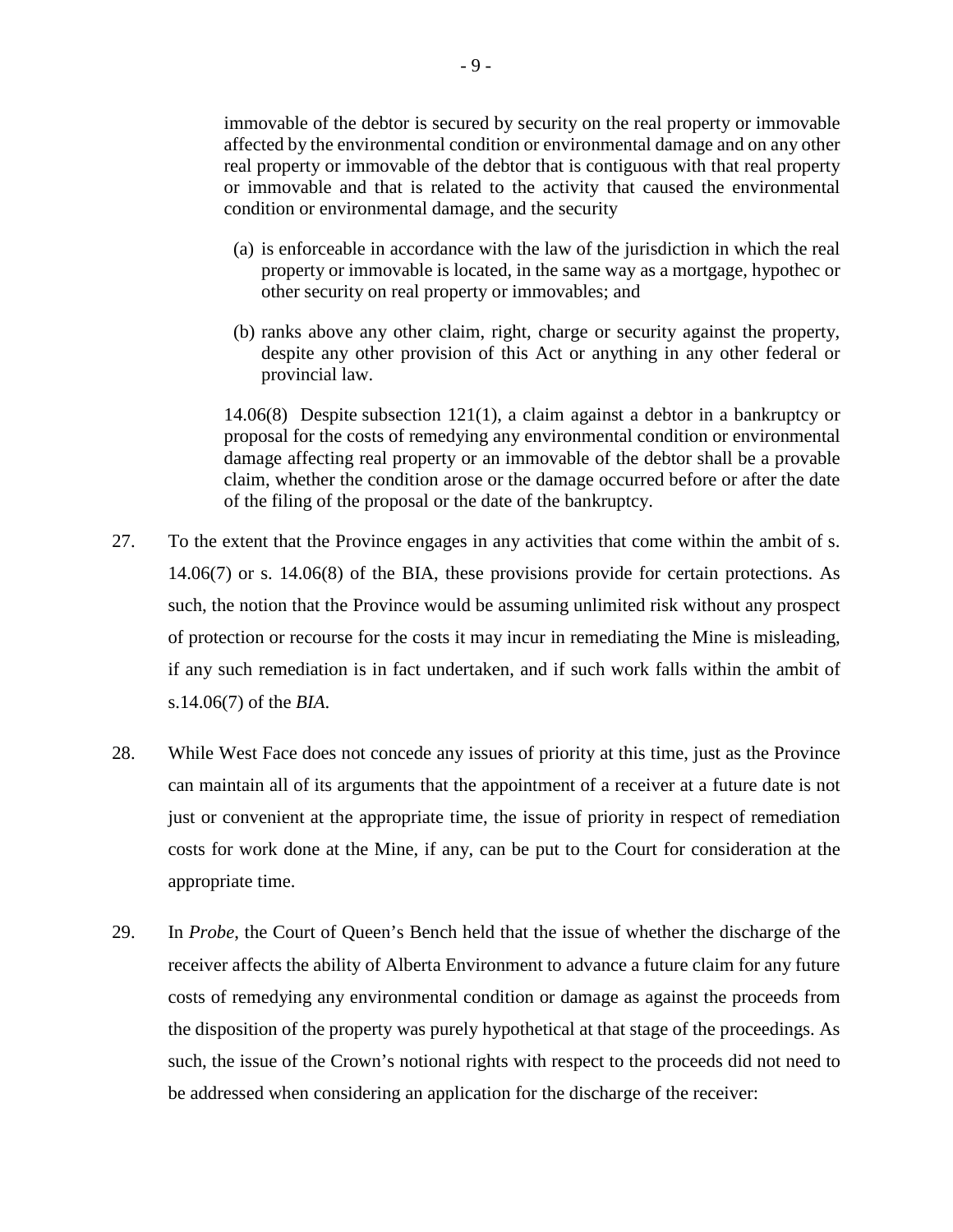> immovable of the debtor is secured by security on the real property or immovable affected by the environmental condition or environmental damage and on any other real property or immovable of the debtor that is contiguous with that real property or immovable and that is related to the activity that caused the environmental condition or environmental damage, and the security
>
> (a) is enforceable in accordance with the law of the jurisdiction in which the real property or immovable is located, in the same way as a mortgage, hypothec or other security on real property or immovables; and
>
> (b) ranks above any other claim, right, charge or security against the property, despite any other provision of this Act or anything in any other federal or provincial law.
>
> 14.06(8) Despite subsection 121(1), a claim against a debtor in a bankruptcy or proposal for the costs of remedying any environmental condition or environmental damage affecting real property or an immovable of the debtor shall be a provable claim, whether the condition arose or the damage occurred before or after the date of the filing of the proposal or the date of the bankruptcy.

27. To the extent that the Province engages in any activities that come within the ambit of s. 14.06(7) or s. 14.06(8) of the BIA, these provisions provide for certain protections. As such, the notion that the Province would be assuming unlimited risk without any prospect of protection or recourse for the costs it may incur in remediating the Mine is misleading, if any such remediation is in fact undertaken, and if such work falls within the ambit of s.14.06(7) of the *BIA*.

28. While West Face does not concede any issues of priority at this time, just as the Province can maintain all of its arguments that the appointment of a receiver at a future date is not just or convenient at the appropriate time, the issue of priority in respect of remediation costs for work done at the Mine, if any, can be put to the Court for consideration at the appropriate time.

29. In *Probe*, the Court of Queen's Bench held that the issue of whether the discharge of the receiver affects the ability of Alberta Environment to advance a future claim for any future costs of remedying any environmental condition or damage as against the proceeds from the disposition of the property was purely hypothetical at that stage of the proceedings. As such, the issue of the Crown's notional rights with respect to the proceeds did not need to be addressed when considering an application for the discharge of the receiver: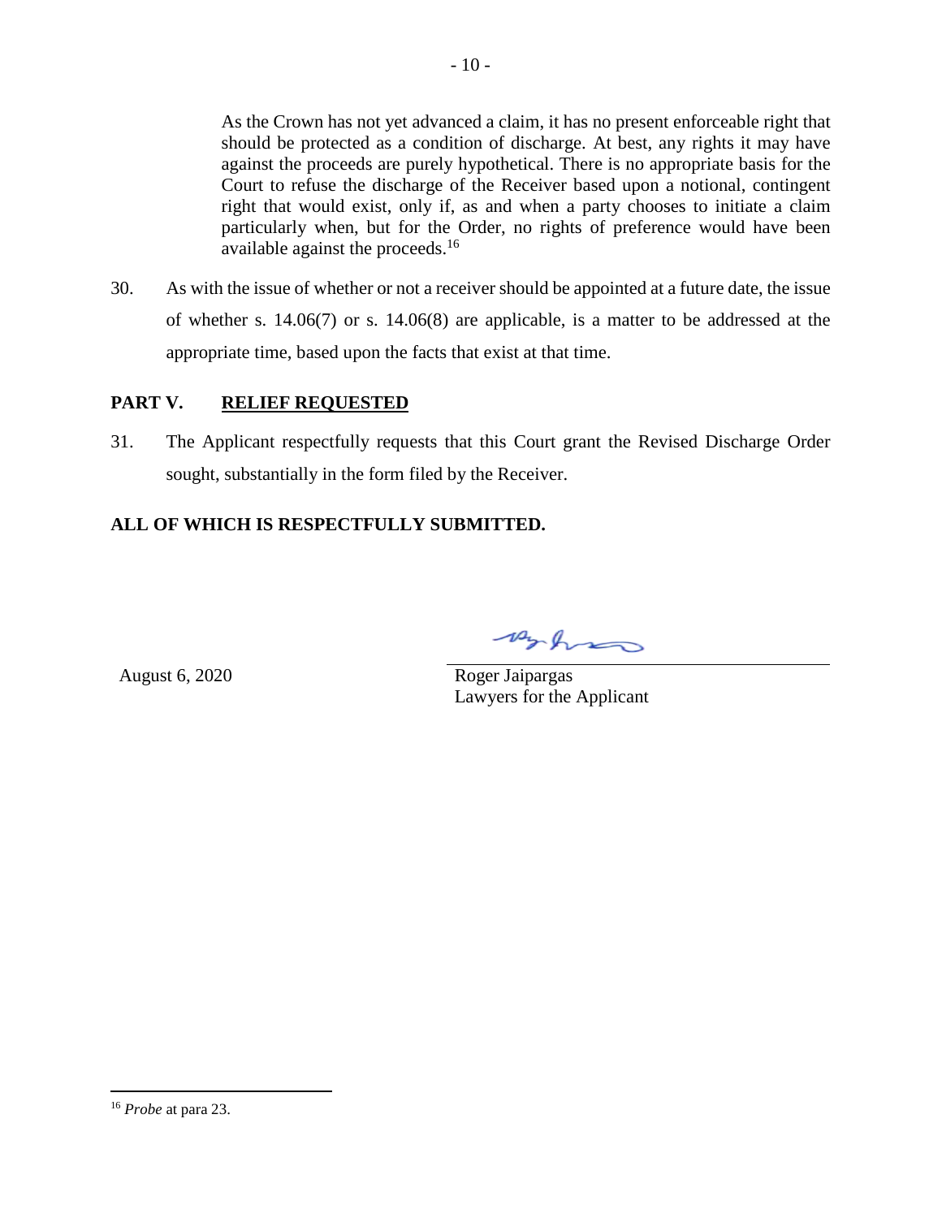> As the Crown has not yet advanced a claim, it has no present enforceable right that should be protected as a condition of discharge. At best, any rights it may have against the proceeds are purely hypothetical. There is no appropriate basis for the Court to refuse the discharge of the Receiver based upon a notional, contingent right that would exist, only if, as and when a party chooses to initiate a claim particularly when, but for the Order, no rights of preference would have been available against the proceeds.[16]

30. As with the issue of whether or not a receiver should be appointed at a future date, the issue of whether s. 14.06(7) or s. 14.06(8) are applicable, is a matter to be addressed at the appropriate time, based upon the facts that exist at that time.

## PART V. RELIEF REQUESTED

31. The Applicant respectfully requests that this Court grant the Revised Discharge Order sought, substantially in the form filed by the Receiver.

**ALL OF WHICH IS RESPECTFULLY SUBMITTED.**

August 6, 2020

Roger Jaipargas
Lawyers for the Applicant

---

[16] *Probe* at para 23.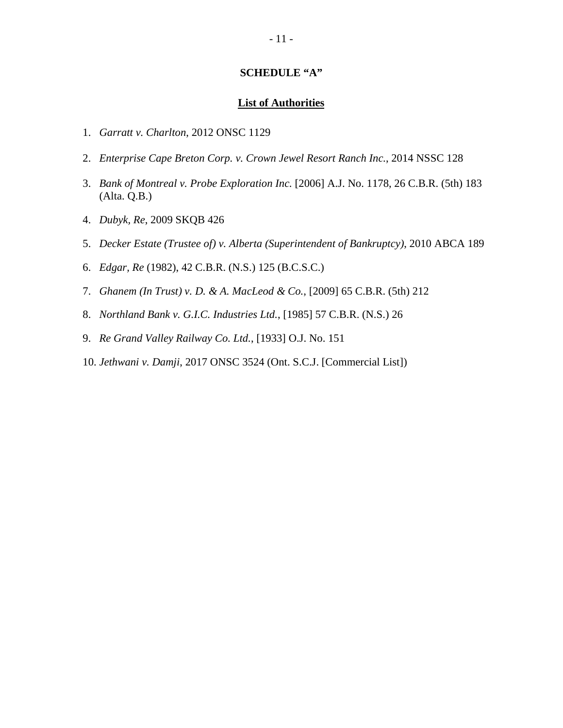**SCHEDULE "A"**

**List of Authorities**

1. *Garratt v. Charlton,* 2012 ONSC 1129

2. *Enterprise Cape Breton Corp. v. Crown Jewel Resort Ranch Inc.*, 2014 NSSC 128

3. *Bank of Montreal v. Probe Exploration Inc.* [2006] A.J. No. 1178, 26 C.B.R. (5th) 183 (Alta. Q.B.)

4. *Dubyk, Re*, 2009 SKQB 426

5. *Decker Estate (Trustee of) v. Alberta (Superintendent of Bankruptcy)*, 2010 ABCA 189

6. *Edgar, Re* (1982), 42 C.B.R. (N.S.) 125 (B.C.S.C.)

7. *Ghanem (In Trust) v. D. & A. MacLeod & Co.*, [2009] 65 C.B.R. (5th) 212

8. *Northland Bank v. G.I.C. Industries Ltd.*, [1985] 57 C.B.R. (N.S.) 26

9. *Re Grand Valley Railway Co. Ltd.*, [1933] O.J. No. 151

10. *Jethwani v. Damji*, 2017 ONSC 3524 (Ont. S.C.J. [Commercial List])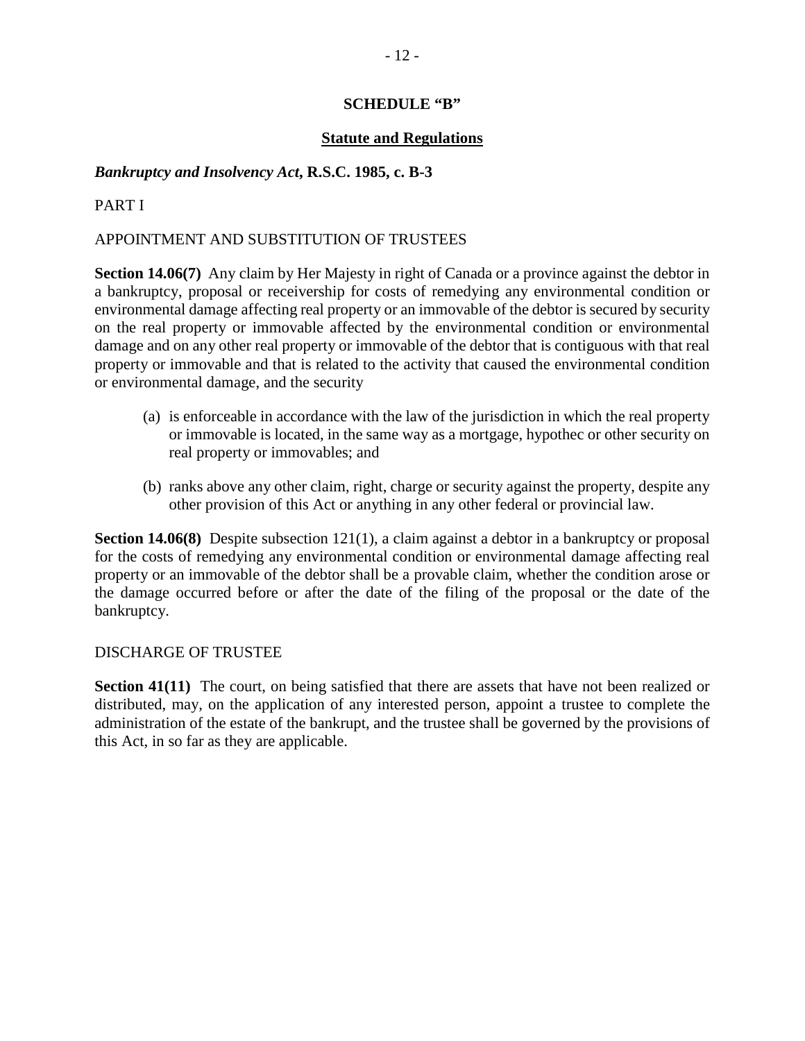# SCHEDULE "B"

## Statute and Regulations

***Bankruptcy and Insolvency Act*, R.S.C. 1985, c. B-3**

PART I

APPOINTMENT AND SUBSTITUTION OF TRUSTEES

**Section 14.06(7)** Any claim by Her Majesty in right of Canada or a province against the debtor in a bankruptcy, proposal or receivership for costs of remedying any environmental condition or environmental damage affecting real property or an immovable of the debtor is secured by security on the real property or immovable affected by the environmental condition or environmental damage and on any other real property or immovable of the debtor that is contiguous with that real property or immovable and that is related to the activity that caused the environmental condition or environmental damage, and the security

(a) is enforceable in accordance with the law of the jurisdiction in which the real property or immovable is located, in the same way as a mortgage, hypothec or other security on real property or immovables; and

(b) ranks above any other claim, right, charge or security against the property, despite any other provision of this Act or anything in any other federal or provincial law.

**Section 14.06(8)** Despite subsection 121(1), a claim against a debtor in a bankruptcy or proposal for the costs of remedying any environmental condition or environmental damage affecting real property or an immovable of the debtor shall be a provable claim, whether the condition arose or the damage occurred before or after the date of the filing of the proposal or the date of the bankruptcy.

DISCHARGE OF TRUSTEE

**Section 41(11)** The court, on being satisfied that there are assets that have not been realized or distributed, may, on the application of any interested person, appoint a trustee to complete the administration of the estate of the bankrupt, and the trustee shall be governed by the provisions of this Act, in so far as they are applicable.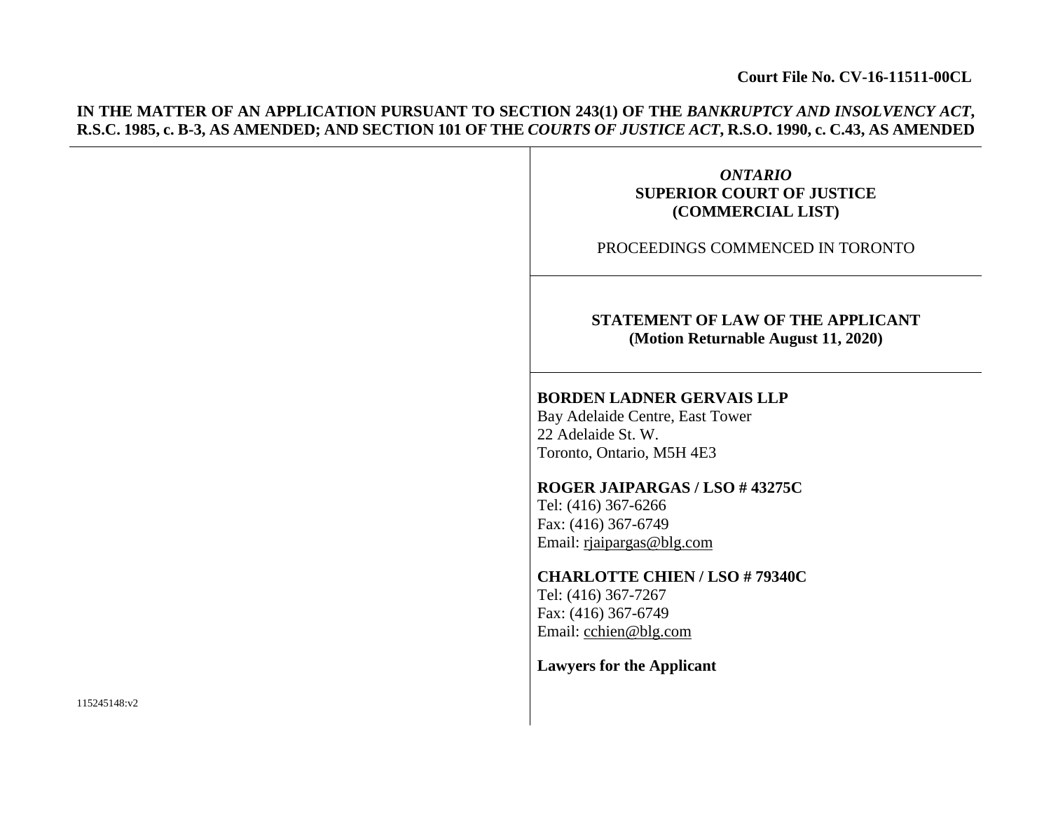**Court File No. CV-16-11511-00CL**

**IN THE MATTER OF AN APPLICATION PURSUANT TO SECTION 243(1) OF THE *BANKRUPTCY AND INSOLVENCY ACT*, R.S.C. 1985, c. B-3, AS AMENDED; AND SECTION 101 OF THE *COURTS OF JUSTICE ACT*, R.S.O. 1990, c. C.43, AS AMENDED**

***ONTARIO***
**SUPERIOR COURT OF JUSTICE**
**(COMMERCIAL LIST)**

PROCEEDINGS COMMENCED IN TORONTO

**STATEMENT OF LAW OF THE APPLICANT**
**(Motion Returnable August 11, 2020)**

**BORDEN LADNER GERVAIS LLP**
Bay Adelaide Centre, East Tower
22 Adelaide St. W.
Toronto, Ontario, M5H 4E3

**ROGER JAIPARGAS / LSO # 43275C**
Tel: (416) 367-6266
Fax: (416) 367-6749
Email: rjaipargas@blg.com

**CHARLOTTE CHIEN / LSO # 79340C**
Tel: (416) 367-7267
Fax: (416) 367-6749
Email: cchien@blg.com

**Lawyers for the Applicant**

115245148:v2